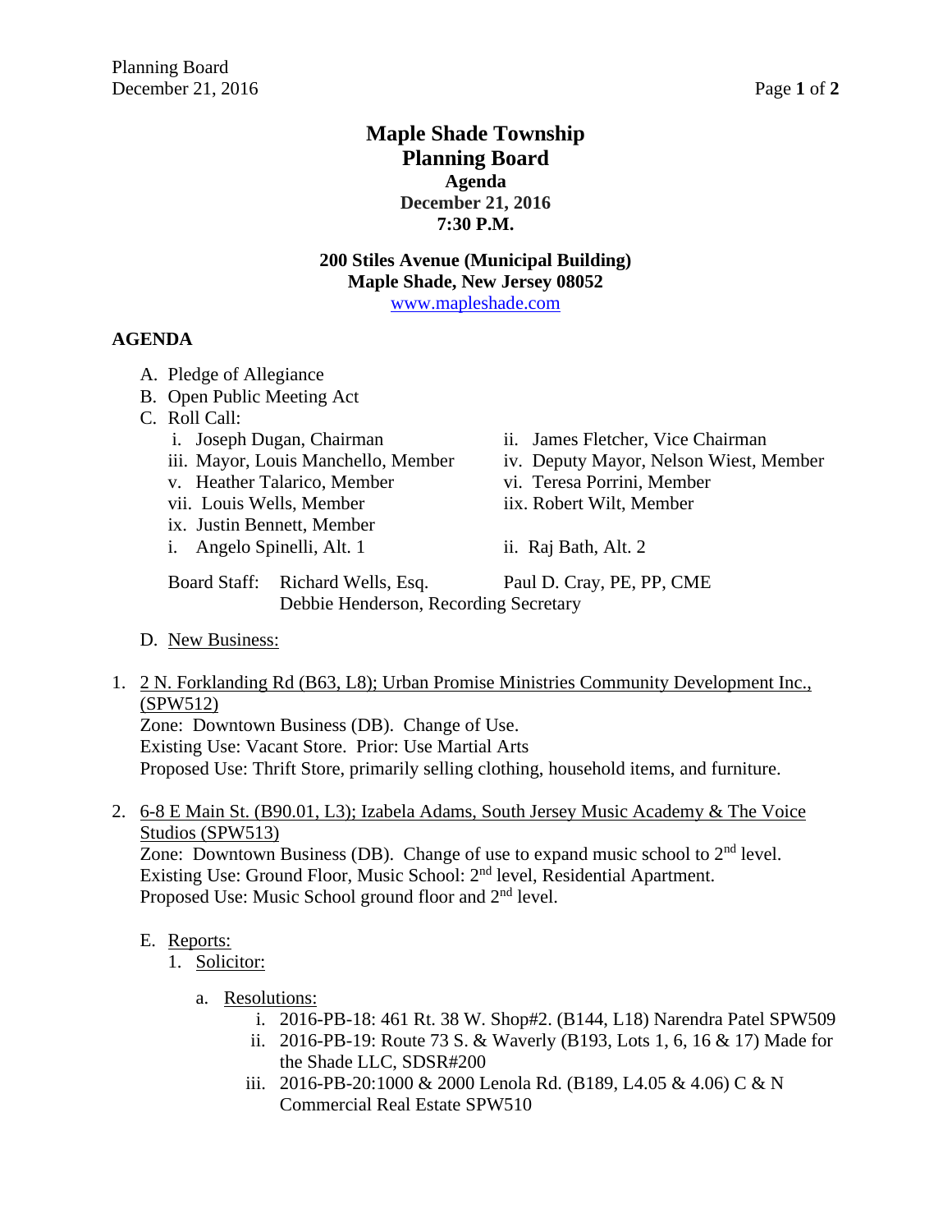# Maple Shade Township
# Planning Board
## Agenda
## December 21, 2016
## 7:30 P.M.

**200 Stiles Avenue (Municipal Building)**
**Maple Shade, New Jersey 08052**
www.mapleshade.com

**AGENDA**

A. Pledge of Allegiance
B. Open Public Meeting Act
C. Roll Call:
   i. Joseph Dugan, Chairman
   ii. James Fletcher, Vice Chairman
   iii. Mayor, Louis Manchello, Member
   iv. Deputy Mayor, Nelson Wiest, Member
   v. Heather Talarico, Member
   vi. Teresa Porrini, Member
   vii. Louis Wells, Member
   iix. Robert Wilt, Member
   ix. Justin Bennett, Member
   i. Angelo Spinelli, Alt. 1
   ii. Raj Bath, Alt. 2

   Board Staff: Richard Wells, Esq.; Paul D. Cray, PE, PP, CME; Debbie Henderson, Recording Secretary

D. New Business:

1. 2 N. Forklanding Rd (B63, L8); Urban Promise Ministries Community Development Inc., (SPW512)
   Zone: Downtown Business (DB). Change of Use.
   Existing Use: Vacant Store. Prior: Use Martial Arts
   Proposed Use: Thrift Store, primarily selling clothing, household items, and furniture.

2. 6-8 E Main St. (B90.01, L3); Izabela Adams, South Jersey Music Academy & The Voice Studios (SPW513)
   Zone: Downtown Business (DB). Change of use to expand music school to 2nd level.
   Existing Use: Ground Floor, Music School: 2nd level, Residential Apartment.
   Proposed Use: Music School ground floor and 2nd level.

E. Reports:
   1. Solicitor:
      a. Resolutions:
         i. 2016-PB-18: 461 Rt. 38 W. Shop#2. (B144, L18) Narendra Patel SPW509
         ii. 2016-PB-19: Route 73 S. & Waverly (B193, Lots 1, 6, 16 & 17) Made for the Shade LLC, SDSR#200
         iii. 2016-PB-20:1000 & 2000 Lenola Rd. (B189, L4.05 & 4.06) C & N Commercial Real Estate SPW510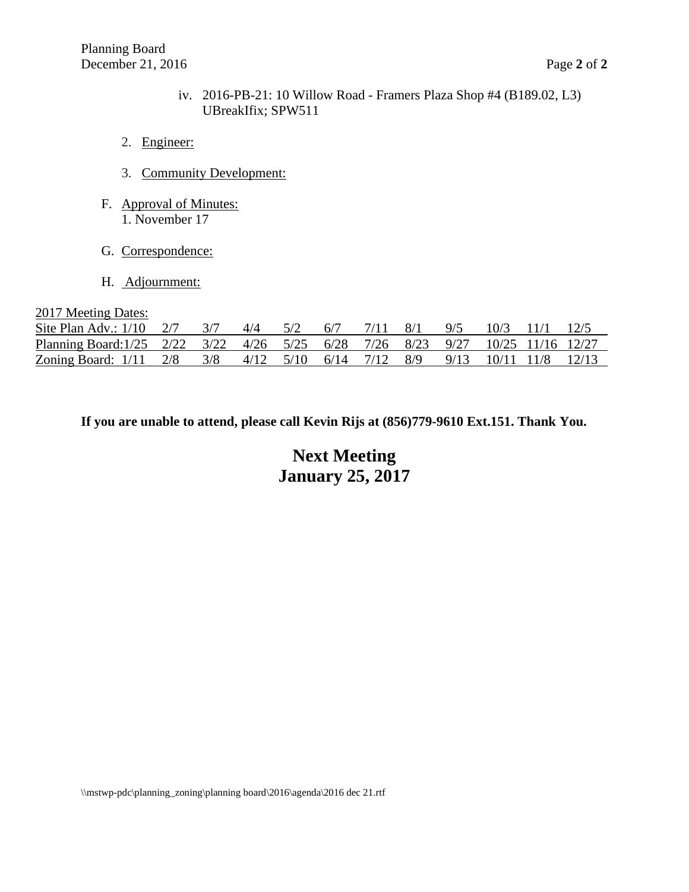iv. 2016-PB-21: 10 Willow Road - Framers Plaza Shop #4 (B189.02, L3) UBreakIfix; SPW511

2. Engineer:

3. Community Development:

F. Approval of Minutes:
   1. November 17

G. Correspondence:

H. Adjournment:

2017 Meeting Dates:

| | | | | | | | | | | | |
|---|---|---|---|---|---|---|---|---|---|---|---|
| Site Plan Adv.: 1/10 | 2/7 | 3/7 | 4/4 | 5/2 | 6/7 | 7/11 | 8/1 | 9/5 | 10/3 | 11/1 | 12/5 |
| Planning Board:1/25 | 2/22 | 3/22 | 4/26 | 5/25 | 6/28 | 7/26 | 8/23 | 9/27 | 10/25 | 11/16 | 12/27 |
| Zoning Board: 1/11 | 2/8 | 3/8 | 4/12 | 5/10 | 6/14 | 7/12 | 8/9 | 9/13 | 10/11 | 11/8 | 12/13 |

**If you are unable to attend, please call Kevin Rijs at (856)779-9610 Ext.151. Thank You.**

## Next Meeting
## January 25, 2017

\\mstwp-pdc\planning_zoning\planning board\2016\agenda\2016 dec 21.rtf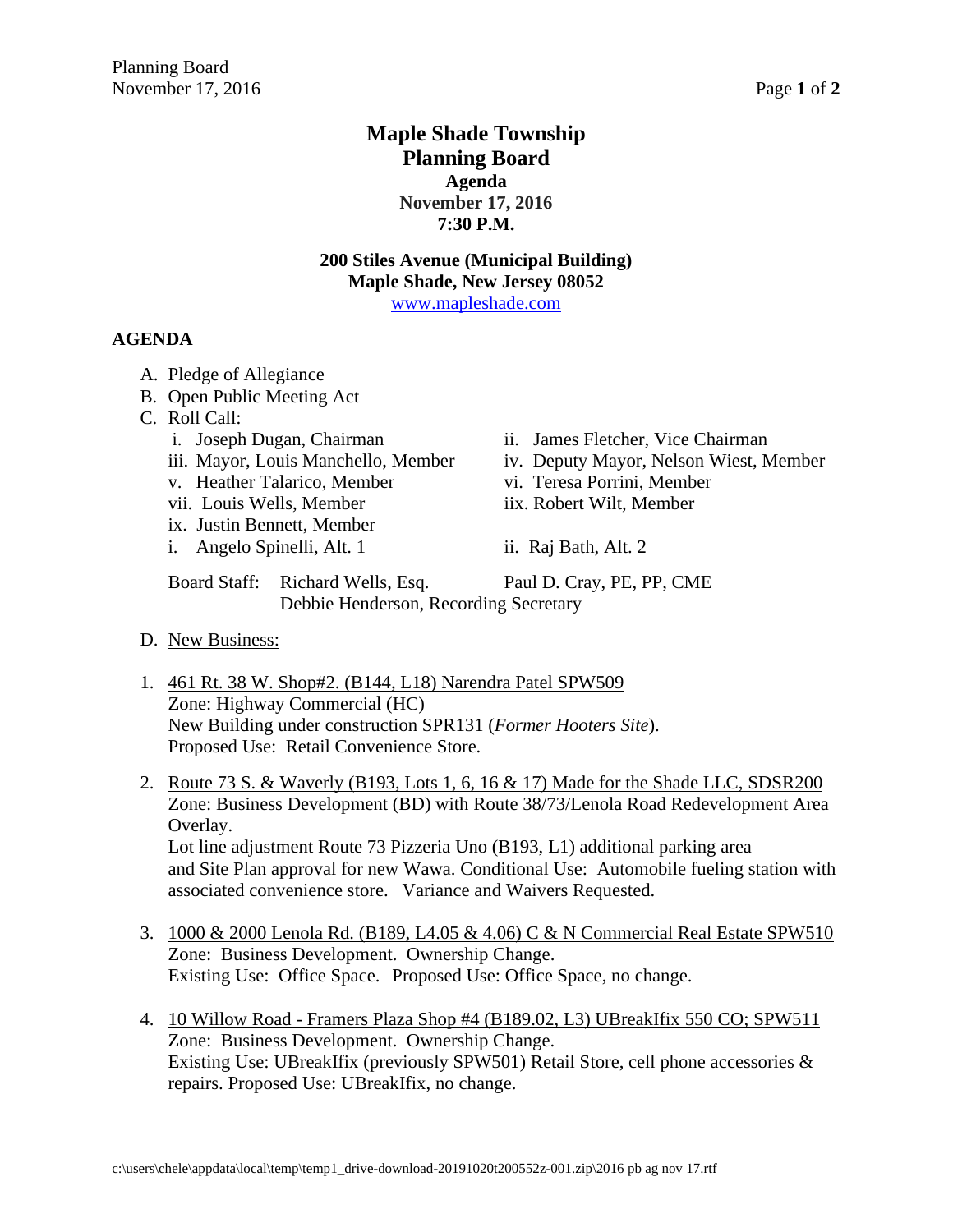# Maple Shade Township
# Planning Board
## Agenda
## November 17, 2016
## 7:30 P.M.

**200 Stiles Avenue (Municipal Building)**
**Maple Shade, New Jersey 08052**
www.mapleshade.com

**AGENDA**

A. Pledge of Allegiance
B. Open Public Meeting Act
C. Roll Call:
   - i. Joseph Dugan, Chairman
   - ii. James Fletcher, Vice Chairman
   - iii. Mayor, Louis Manchello, Member
   - iv. Deputy Mayor, Nelson Wiest, Member
   - v. Heather Talarico, Member
   - vi. Teresa Porrini, Member
   - vii. Louis Wells, Member
   - iix. Robert Wilt, Member
   - ix. Justin Bennett, Member
   - i. Angelo Spinelli, Alt. 1
   - ii. Raj Bath, Alt. 2

   Board Staff: Richard Wells, Esq. Paul D. Cray, PE, PP, CME
   Debbie Henderson, Recording Secretary

D. New Business:

1. 461 Rt. 38 W. Shop#2. (B144, L18) Narendra Patel SPW509
   Zone: Highway Commercial (HC)
   New Building under construction SPR131 (*Former Hooters Site*).
   Proposed Use: Retail Convenience Store.

2. Route 73 S. & Waverly (B193, Lots 1, 6, 16 & 17) Made for the Shade LLC, SDSR200
   Zone: Business Development (BD) with Route 38/73/Lenola Road Redevelopment Area Overlay.
   Lot line adjustment Route 73 Pizzeria Uno (B193, L1) additional parking area and Site Plan approval for new Wawa. Conditional Use: Automobile fueling station with associated convenience store. Variance and Waivers Requested.

3. 1000 & 2000 Lenola Rd. (B189, L4.05 & 4.06) C & N Commercial Real Estate SPW510
   Zone: Business Development. Ownership Change.
   Existing Use: Office Space. Proposed Use: Office Space, no change.

4. 10 Willow Road - Framers Plaza Shop #4 (B189.02, L3) UBreakIfix 550 CO; SPW511
   Zone: Business Development. Ownership Change.
   Existing Use: UBreakIfix (previously SPW501) Retail Store, cell phone accessories & repairs. Proposed Use: UBreakIfix, no change.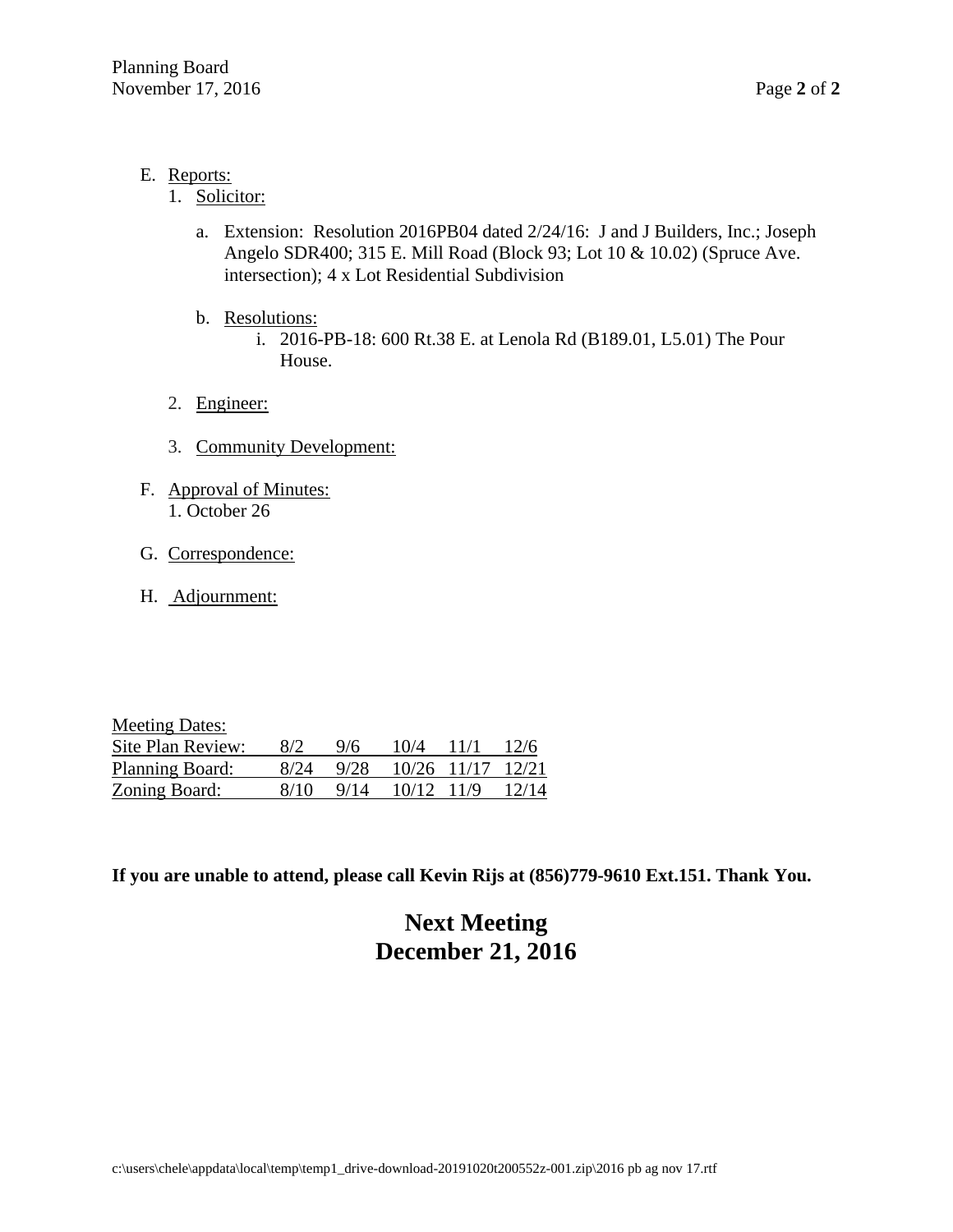E. Reports:
   1. Solicitor:

      a. Extension: Resolution 2016PB04 dated 2/24/16: J and J Builders, Inc.; Joseph Angelo SDR400; 315 E. Mill Road (Block 93; Lot 10 & 10.02) (Spruce Ave. intersection); 4 x Lot Residential Subdivision

      b. Resolutions:
         i. 2016-PB-18: 600 Rt.38 E. at Lenola Rd (B189.01, L5.01) The Pour House.

   2. Engineer:

   3. Community Development:

F. Approval of Minutes:
   1. October 26

G. Correspondence:

H. Adjournment:

| Meeting Dates: | | | | | |
|---|---|---|---|---|---|
| Site Plan Review: | 8/2 | 9/6 | 10/4 | 11/1 | 12/6 |
| Planning Board: | 8/24 | 9/28 | 10/26 | 11/17 | 12/21 |
| Zoning Board: | 8/10 | 9/14 | 10/12 | 11/9 | 12/14 |

**If you are unable to attend, please call Kevin Rijs at (856)779-9610 Ext.151. Thank You.**

# Next Meeting
# December 21, 2016

c:\users\chele\appdata\local\temp\temp1_drive-download-20191020t200552z-001.zip\2016 pb ag nov 17.rtf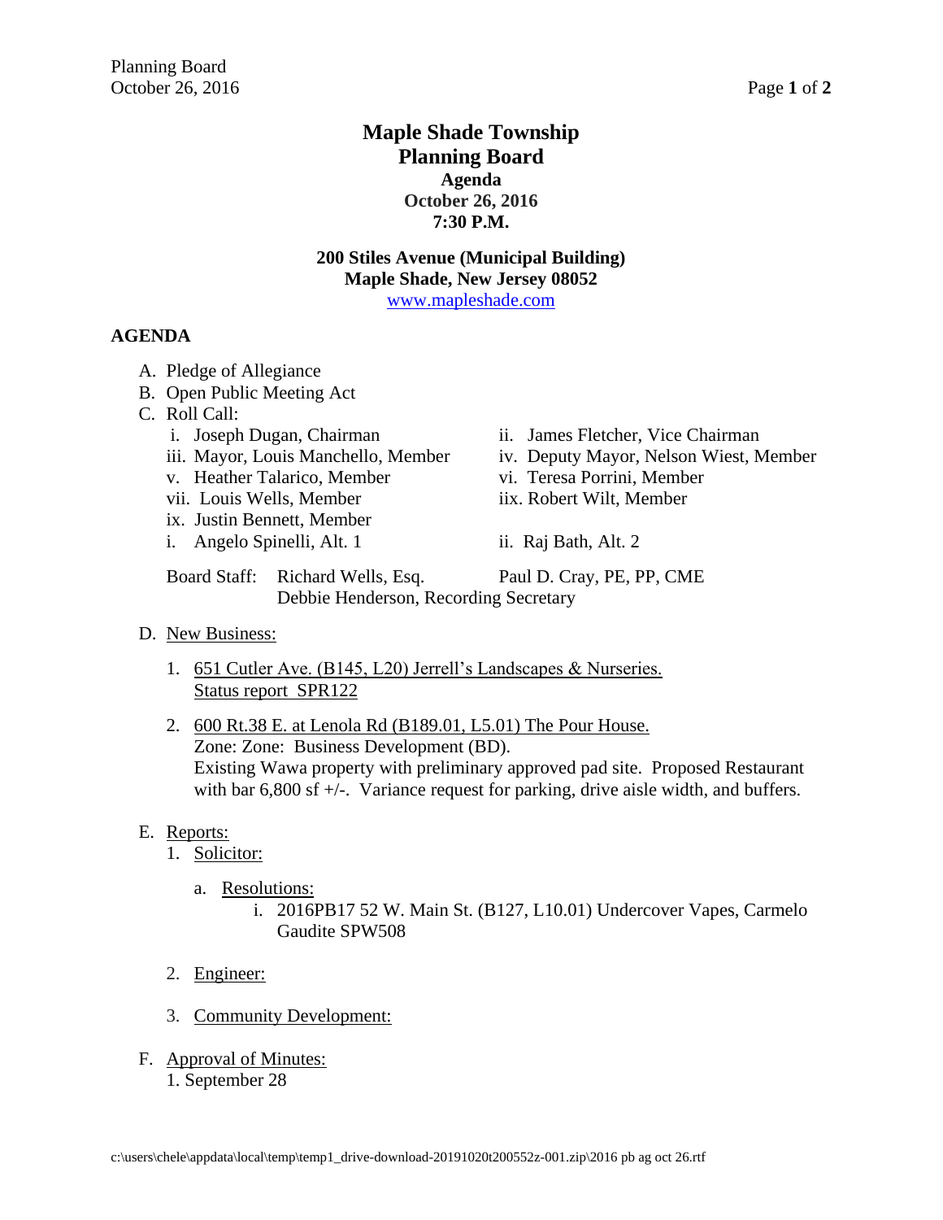# Maple Shade Township
## Planning Board
### Agenda
### October 26, 2016
### 7:30 P.M.

**200 Stiles Avenue (Municipal Building)**
**Maple Shade, New Jersey 08052**
www.mapleshade.com

## AGENDA

A. Pledge of Allegiance

B. Open Public Meeting Act

C. Roll Call:

   i. Joseph Dugan, Chairman
   ii. James Fletcher, Vice Chairman
   iii. Mayor, Louis Manchello, Member
   iv. Deputy Mayor, Nelson Wiest, Member
   v. Heather Talarico, Member
   vi. Teresa Porrini, Member
   vii. Louis Wells, Member
   iix. Robert Wilt, Member
   ix. Justin Bennett, Member
   i. Angelo Spinelli, Alt. 1
   ii. Raj Bath, Alt. 2

   Board Staff: Richard Wells, Esq. Paul D. Cray, PE, PP, CME
   Debbie Henderson, Recording Secretary

D. New Business:

   1. 651 Cutler Ave. (B145, L20) Jerrell's Landscapes & Nurseries.
      Status report SPR122

   2. 600 Rt.38 E. at Lenola Rd (B189.01, L5.01) The Pour House.
      Zone: Zone: Business Development (BD).
      Existing Wawa property with preliminary approved pad site. Proposed Restaurant with bar 6,800 sf +/-. Variance request for parking, drive aisle width, and buffers.

E. Reports:

   1. Solicitor:

      a. Resolutions:

         i. 2016PB17 52 W. Main St. (B127, L10.01) Undercover Vapes, Carmelo Gaudite SPW508

   2. Engineer:

   3. Community Development:

F. Approval of Minutes:

   1. September 28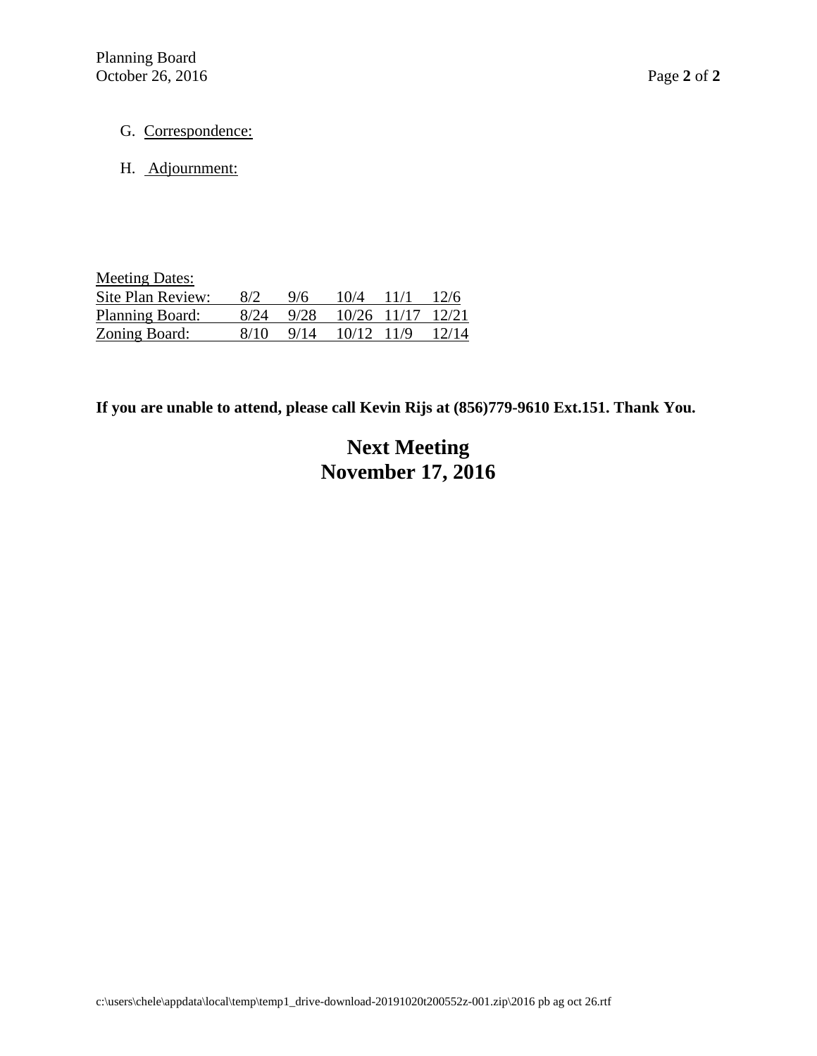G. Correspondence:

H. Adjournment:

Meeting Dates:

| Site Plan Review: | 8/2 | 9/6 | 10/4 | 11/1 | 12/6 |
|---|---|---|---|---|---|
| Planning Board: | 8/24 | 9/28 | 10/26 | 11/17 | 12/21 |
| Zoning Board: | 8/10 | 9/14 | 10/12 | 11/9 | 12/14 |

**If you are unable to attend, please call Kevin Rijs at (856)779-9610 Ext.151. Thank You.**

## Next Meeting
## November 17, 2016

c:\users\chele\appdata\local\temp\temp1_drive-download-20191020t200552z-001.zip\2016 pb ag oct 26.rtf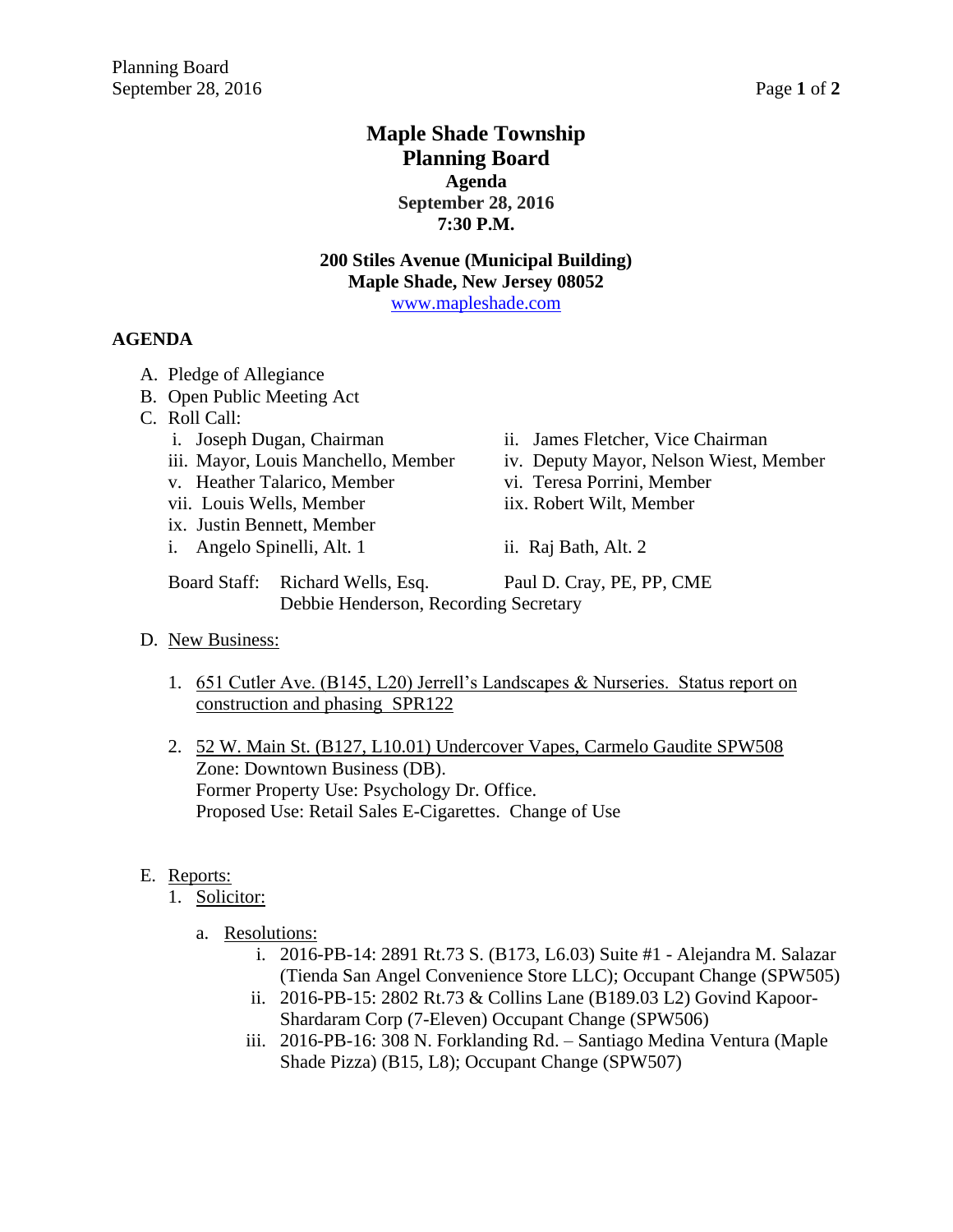# Maple Shade Township
# Planning Board
### Agenda
### September 28, 2016
### 7:30 P.M.

**200 Stiles Avenue (Municipal Building)**
**Maple Shade, New Jersey 08052**
www.mapleshade.com

## AGENDA

A. Pledge of Allegiance

B. Open Public Meeting Act

C. Roll Call:

- i. Joseph Dugan, Chairman
- ii. James Fletcher, Vice Chairman
- iii. Mayor, Louis Manchello, Member
- iv. Deputy Mayor, Nelson Wiest, Member
- v. Heather Talarico, Member
- vi. Teresa Porrini, Member
- vii. Louis Wells, Member
- iix. Robert Wilt, Member
- ix. Justin Bennett, Member
- i. Angelo Spinelli, Alt. 1
- ii. Raj Bath, Alt. 2

Board Staff: Richard Wells, Esq. Paul D. Cray, PE, PP, CME
Debbie Henderson, Recording Secretary

D. New Business:

1. 651 Cutler Ave. (B145, L20) Jerrell's Landscapes & Nurseries. Status report on construction and phasing SPR122

2. 52 W. Main St. (B127, L10.01) Undercover Vapes, Carmelo Gaudite SPW508
   Zone: Downtown Business (DB).
   Former Property Use: Psychology Dr. Office.
   Proposed Use: Retail Sales E-Cigarettes. Change of Use

E. Reports:

1. Solicitor:

   a. Resolutions:

      - i. 2016-PB-14: 2891 Rt.73 S. (B173, L6.03) Suite #1 - Alejandra M. Salazar (Tienda San Angel Convenience Store LLC); Occupant Change (SPW505)
      - ii. 2016-PB-15: 2802 Rt.73 & Collins Lane (B189.03 L2) Govind Kapoor-Shardaram Corp (7-Eleven) Occupant Change (SPW506)
      - iii. 2016-PB-16: 308 N. Forklanding Rd. – Santiago Medina Ventura (Maple Shade Pizza) (B15, L8); Occupant Change (SPW507)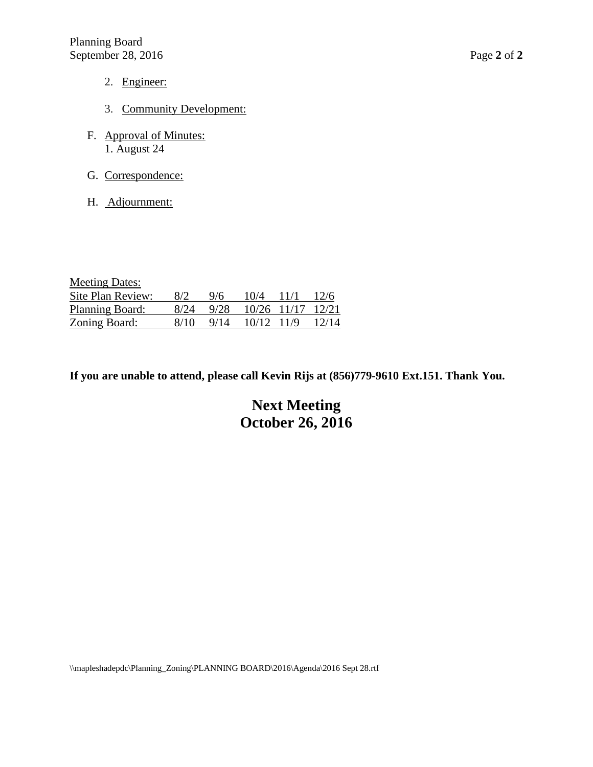2. Engineer:

3. Community Development:

F. Approval of Minutes:
1. August 24

G. Correspondence:

H. Adjournment:

| Meeting Dates: | | | | | |
|---|---|---|---|---|---|
| Site Plan Review: | 8/2 | 9/6 | 10/4 | 11/1 | 12/6 |
| Planning Board: | 8/24 | 9/28 | 10/26 | 11/17 | 12/21 |
| Zoning Board: | 8/10 | 9/14 | 10/12 | 11/9 | 12/14 |

**If you are unable to attend, please call Kevin Rijs at (856)779-9610 Ext.151. Thank You.**

**Next Meeting**
**October 26, 2016**

\\mapleshadepdc\Planning_Zoning\PLANNING BOARD\2016\Agenda\2016 Sept 28.rtf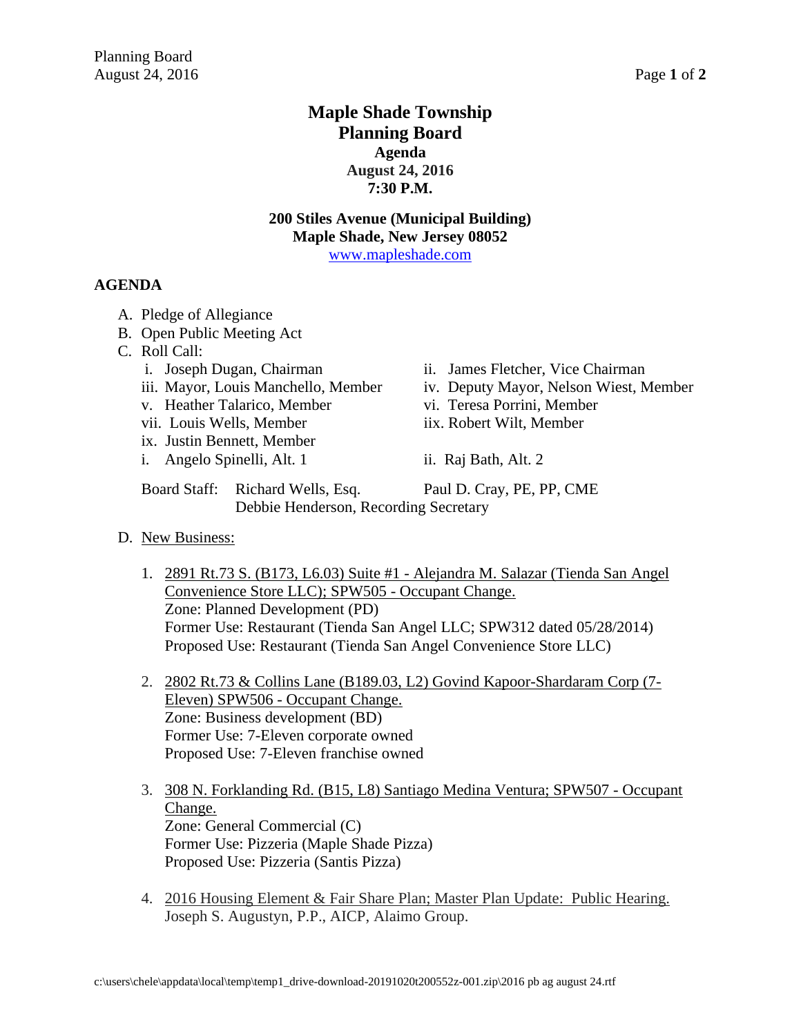# Maple Shade Township
## Planning Board
### Agenda
### August 24, 2016
### 7:30 P.M.

**200 Stiles Avenue (Municipal Building)**
**Maple Shade, New Jersey 08052**
www.mapleshade.com

**AGENDA**

A. Pledge of Allegiance
B. Open Public Meeting Act
C. Roll Call:
   i. Joseph Dugan, Chairman
   ii. James Fletcher, Vice Chairman
   iii. Mayor, Louis Manchello, Member
   iv. Deputy Mayor, Nelson Wiest, Member
   v. Heather Talarico, Member
   vi. Teresa Porrini, Member
   vii. Louis Wells, Member
   iix. Robert Wilt, Member
   ix. Justin Bennett, Member
   i. Angelo Spinelli, Alt. 1
   ii. Raj Bath, Alt. 2

   Board Staff: Richard Wells, Esq. Paul D. Cray, PE, PP, CME
   Debbie Henderson, Recording Secretary

D. New Business:

   1. 2891 Rt.73 S. (B173, L6.03) Suite #1 - Alejandra M. Salazar (Tienda San Angel Convenience Store LLC); SPW505 - Occupant Change.
      Zone: Planned Development (PD)
      Former Use: Restaurant (Tienda San Angel LLC; SPW312 dated 05/28/2014)
      Proposed Use: Restaurant (Tienda San Angel Convenience Store LLC)

   2. 2802 Rt.73 & Collins Lane (B189.03, L2) Govind Kapoor-Shardaram Corp (7-Eleven) SPW506 - Occupant Change.
      Zone: Business development (BD)
      Former Use: 7-Eleven corporate owned
      Proposed Use: 7-Eleven franchise owned

   3. 308 N. Forklanding Rd. (B15, L8) Santiago Medina Ventura; SPW507 - Occupant Change.
      Zone: General Commercial (C)
      Former Use: Pizzeria (Maple Shade Pizza)
      Proposed Use: Pizzeria (Santis Pizza)

   4. 2016 Housing Element & Fair Share Plan; Master Plan Update: Public Hearing.
      Joseph S. Augustyn, P.P., AICP, Alaimo Group.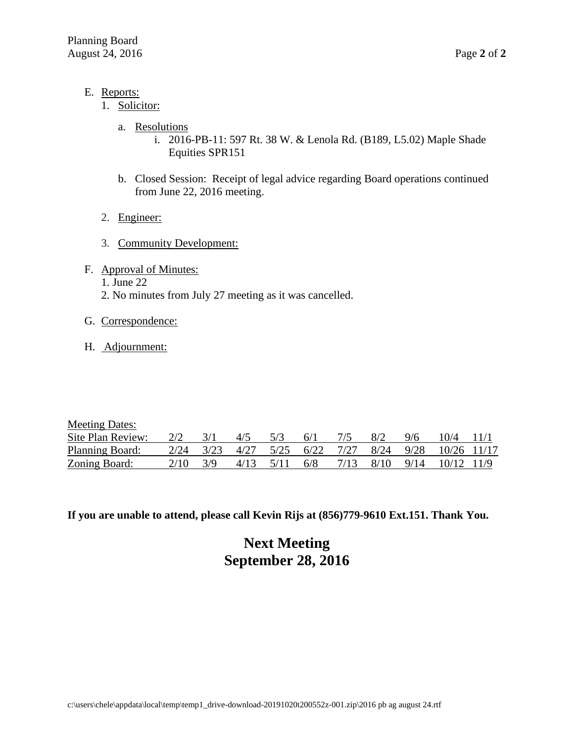E. Reports:
   1. Solicitor:

      a. Resolutions
         i. 2016-PB-11: 597 Rt. 38 W. & Lenola Rd. (B189, L5.02) Maple Shade Equities SPR151

      b. Closed Session: Receipt of legal advice regarding Board operations continued from June 22, 2016 meeting.

   2. Engineer:

   3. Community Development:

F. Approval of Minutes:
   1. June 22
   2. No minutes from July 27 meeting as it was cancelled.

G. Correspondence:

H. Adjournment:

Meeting Dates:

| Site Plan Review: | 2/2 | 3/1 | 4/5 | 5/3 | 6/1 | 7/5 | 8/2 | 9/6 | 10/4 | 11/1 |
|---|---|---|---|---|---|---|---|---|---|---|
| Planning Board: | 2/24 | 3/23 | 4/27 | 5/25 | 6/22 | 7/27 | 8/24 | 9/28 | 10/26 | 11/17 |
| Zoning Board: | 2/10 | 3/9 | 4/13 | 5/11 | 6/8 | 7/13 | 8/10 | 9/14 | 10/12 | 11/9 |

**If you are unable to attend, please call Kevin Rijs at (856)779-9610 Ext.151. Thank You.**

**Next Meeting**
**September 28, 2016**

c:\users\chele\appdata\local\temp\temp1_drive-download-20191020t200552z-001.zip\2016 pb ag august 24.rtf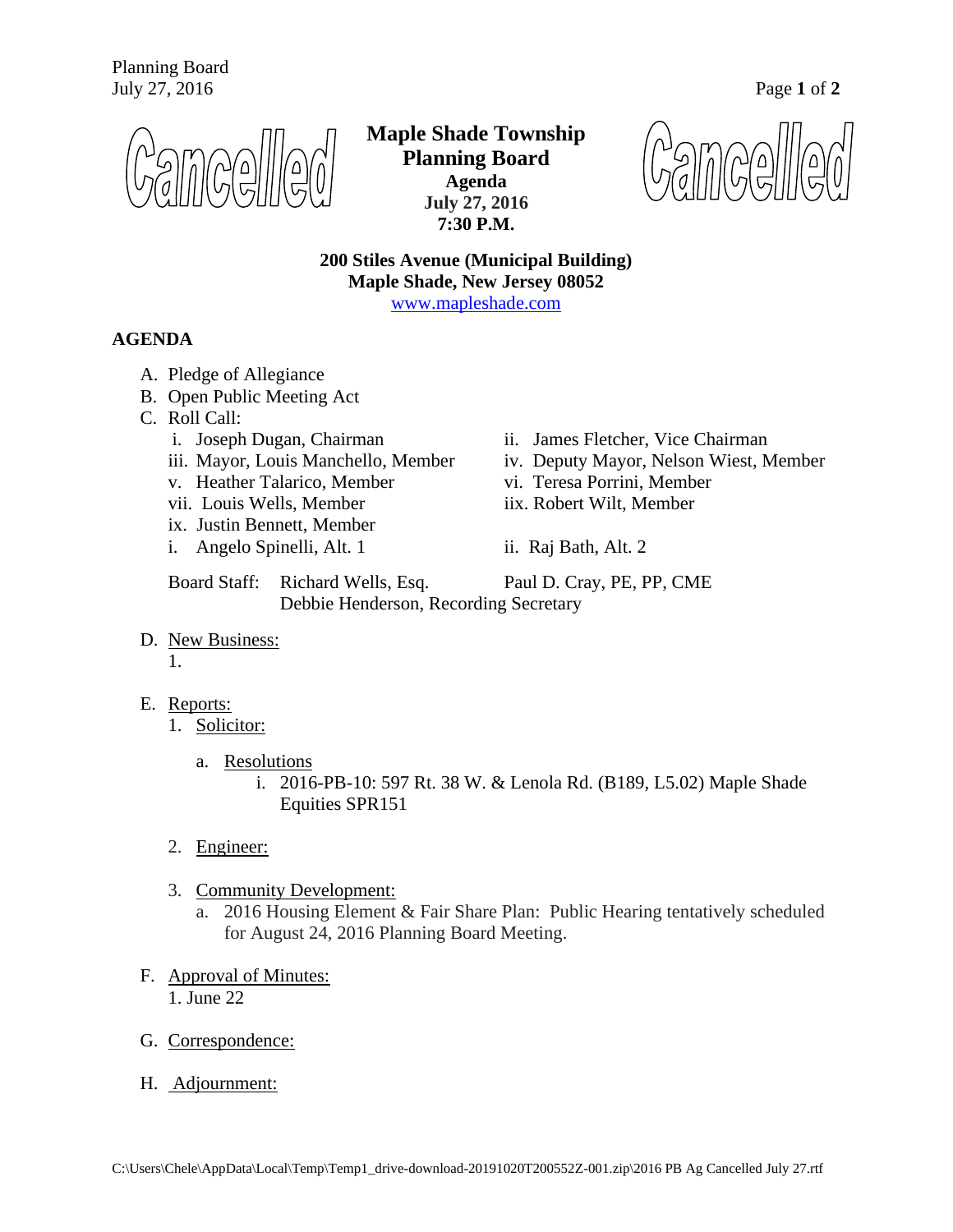Cancelled

# Maple Shade Township Planning Board

**Agenda**
**July 27, 2016**
**7:30 P.M.**

Cancelled

**200 Stiles Avenue (Municipal Building)**
**Maple Shade, New Jersey 08052**
www.mapleshade.com

## AGENDA

A. Pledge of Allegiance
B. Open Public Meeting Act
C. Roll Call:
   i. Joseph Dugan, Chairman
   ii. James Fletcher, Vice Chairman
   iii. Mayor, Louis Manchello, Member
   iv. Deputy Mayor, Nelson Wiest, Member
   v. Heather Talarico, Member
   vi. Teresa Porrini, Member
   vii. Louis Wells, Member
   iix. Robert Wilt, Member
   ix. Justin Bennett, Member
   i. Angelo Spinelli, Alt. 1
   ii. Raj Bath, Alt. 2

   Board Staff: Richard Wells, Esq. Paul D. Cray, PE, PP, CME
   Debbie Henderson, Recording Secretary

D. New Business:
   1.

E. Reports:
   1. Solicitor:
      a. Resolutions
         i. 2016-PB-10: 597 Rt. 38 W. & Lenola Rd. (B189, L5.02) Maple Shade Equities SPR151
   2. Engineer:
   3. Community Development:
      a. 2016 Housing Element & Fair Share Plan: Public Hearing tentatively scheduled for August 24, 2016 Planning Board Meeting.

F. Approval of Minutes:
   1. June 22

G. Correspondence:

H. Adjournment:

C:\Users\Chele\AppData\Local\Temp\Temp1_drive-download-20191020T200552Z-001.zip\2016 PB Ag Cancelled July 27.rtf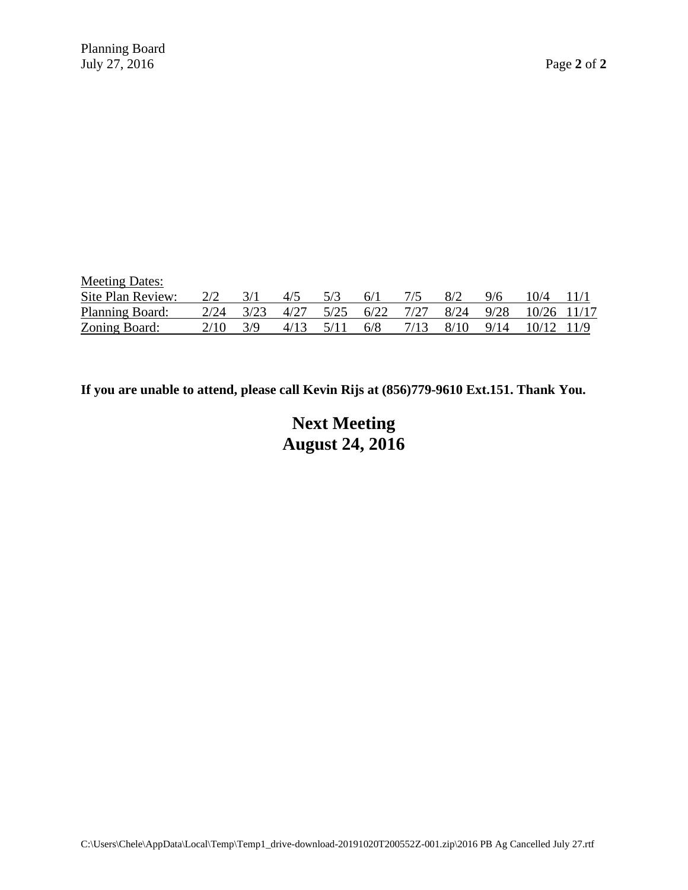| Meeting Dates: | | | | | | | | | | |
|---|---|---|---|---|---|---|---|---|---|---|
| Site Plan Review: | 2/2 | 3/1 | 4/5 | 5/3 | 6/1 | 7/5 | 8/2 | 9/6 | 10/4 | 11/1 |
| Planning Board: | 2/24 | 3/23 | 4/27 | 5/25 | 6/22 | 7/27 | 8/24 | 9/28 | 10/26 | 11/17 |
| Zoning Board: | 2/10 | 3/9 | 4/13 | 5/11 | 6/8 | 7/13 | 8/10 | 9/14 | 10/12 | 11/9 |

**If you are unable to attend, please call Kevin Rijs at (856)779-9610 Ext.151. Thank You.**

# Next Meeting
# August 24, 2016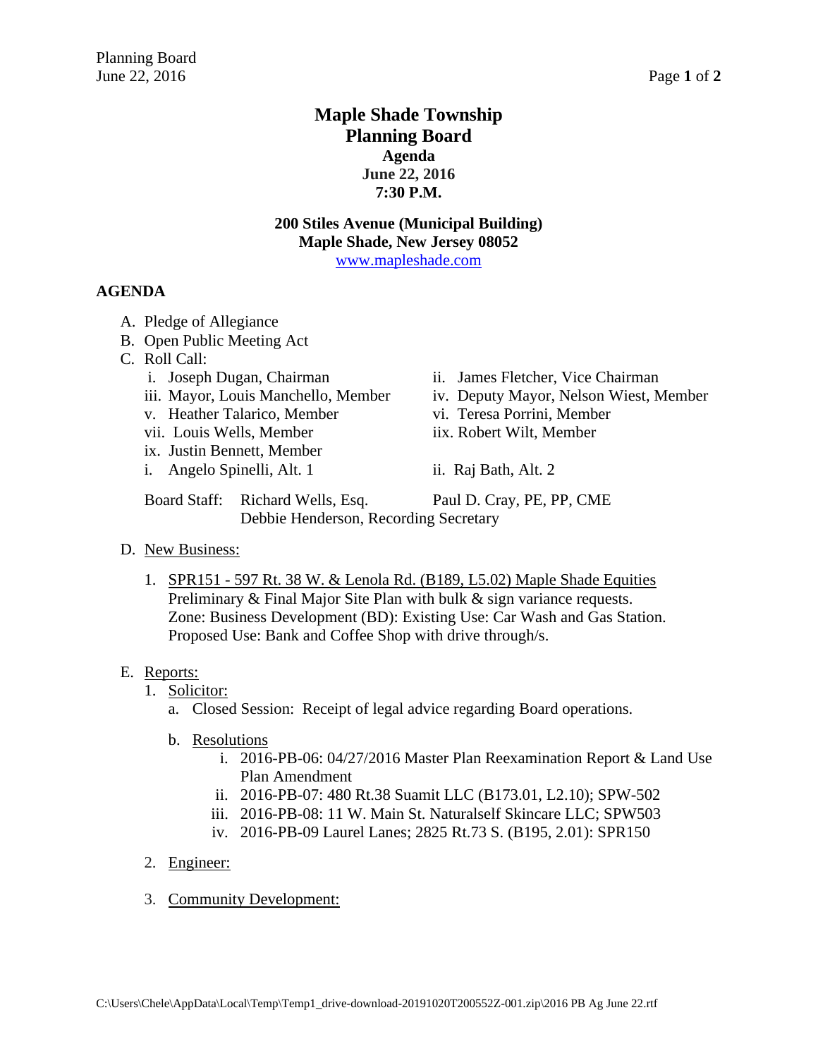# Maple Shade Township
# Planning Board
### Agenda
### June 22, 2016
### 7:30 P.M.

**200 Stiles Avenue (Municipal Building)**
**Maple Shade, New Jersey 08052**
www.mapleshade.com

## AGENDA

A. Pledge of Allegiance
B. Open Public Meeting Act
C. Roll Call:
   - i. Joseph Dugan, Chairman
   - ii. James Fletcher, Vice Chairman
   - iii. Mayor, Louis Manchello, Member
   - iv. Deputy Mayor, Nelson Wiest, Member
   - v. Heather Talarico, Member
   - vi. Teresa Porrini, Member
   - vii. Louis Wells, Member
   - iix. Robert Wilt, Member
   - ix. Justin Bennett, Member
   - i. Angelo Spinelli, Alt. 1
   - ii. Raj Bath, Alt. 2

   Board Staff: Richard Wells, Esq. Paul D. Cray, PE, PP, CME
   Debbie Henderson, Recording Secretary

D. New Business:

   1. SPR151 - 597 Rt. 38 W. & Lenola Rd. (B189, L5.02) Maple Shade Equities
      Preliminary & Final Major Site Plan with bulk & sign variance requests.
      Zone: Business Development (BD): Existing Use: Car Wash and Gas Station.
      Proposed Use: Bank and Coffee Shop with drive through/s.

E. Reports:
   1. Solicitor:
      a. Closed Session: Receipt of legal advice regarding Board operations.

      b. Resolutions
         - i. 2016-PB-06: 04/27/2016 Master Plan Reexamination Report & Land Use Plan Amendment
         - ii. 2016-PB-07: 480 Rt.38 Suamit LLC (B173.01, L2.10); SPW-502
         - iii. 2016-PB-08: 11 W. Main St. Naturalself Skincare LLC; SPW503
         - iv. 2016-PB-09 Laurel Lanes; 2825 Rt.73 S. (B195, 2.01): SPR150

   2. Engineer:

   3. Community Development:

C:\Users\Chele\AppData\Local\Temp\Temp1_drive-download-20191020T200552Z-001.zip\2016 PB Ag June 22.rtf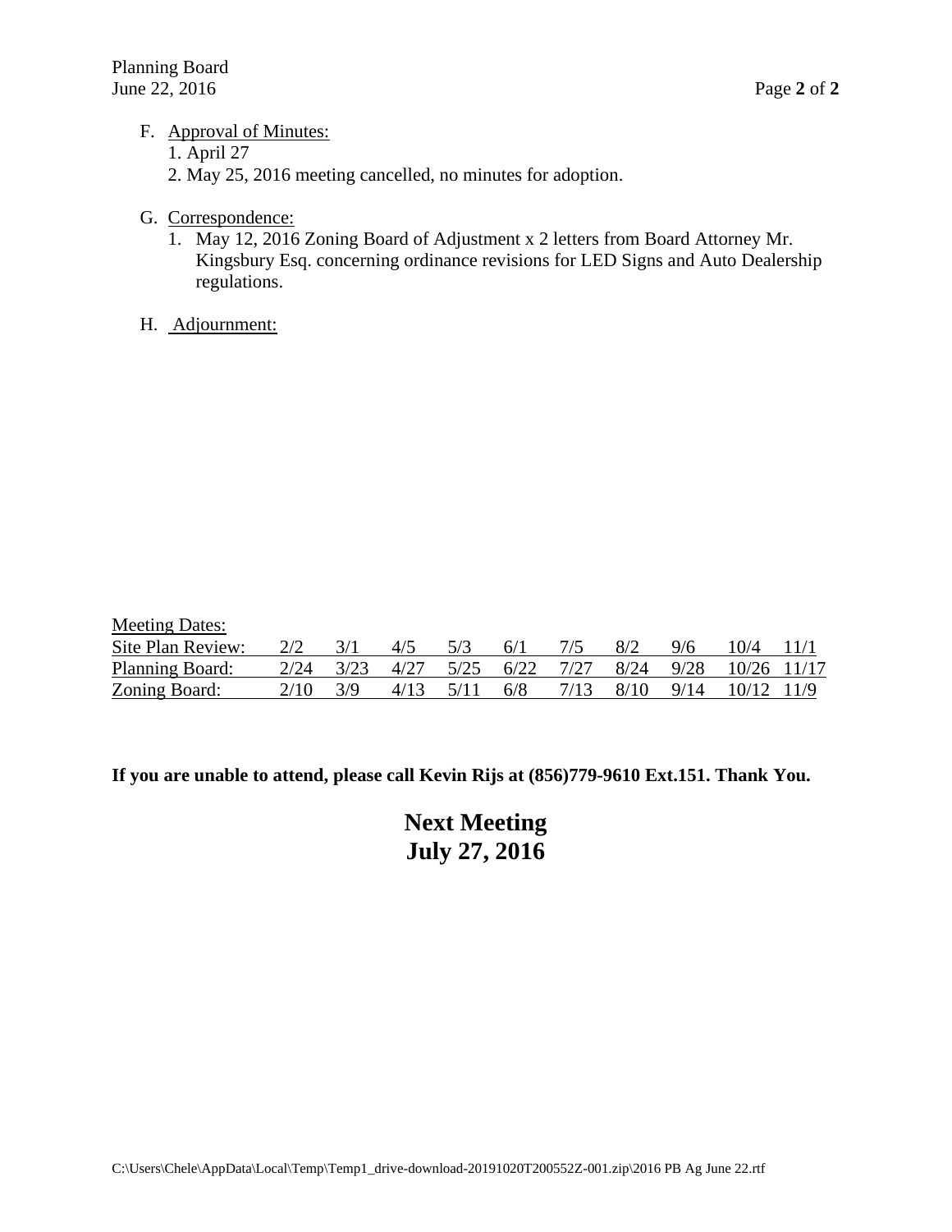F. Approval of Minutes:
   1. April 27
   2. May 25, 2016 meeting cancelled, no minutes for adoption.

G. Correspondence:
   1. May 12, 2016 Zoning Board of Adjustment x 2 letters from Board Attorney Mr. Kingsbury Esq. concerning ordinance revisions for LED Signs and Auto Dealership regulations.

H. Adjournment:

Meeting Dates:

| | | | | | | | | | | |
|---|---|---|---|---|---|---|---|---|---|---|
| Site Plan Review: | 2/2 | 3/1 | 4/5 | 5/3 | 6/1 | 7/5 | 8/2 | 9/6 | 10/4 | 11/1 |
| Planning Board: | 2/24 | 3/23 | 4/27 | 5/25 | 6/22 | 7/27 | 8/24 | 9/28 | 10/26 | 11/17 |
| Zoning Board: | 2/10 | 3/9 | 4/13 | 5/11 | 6/8 | 7/13 | 8/10 | 9/14 | 10/12 | 11/9 |

**If you are unable to attend, please call Kevin Rijs at (856)779-9610 Ext.151. Thank You.**

**Next Meeting**
**July 27, 2016**

C:\Users\Chele\AppData\Local\Temp\Temp1_drive-download-20191020T200552Z-001.zip\2016 PB Ag June 22.rtf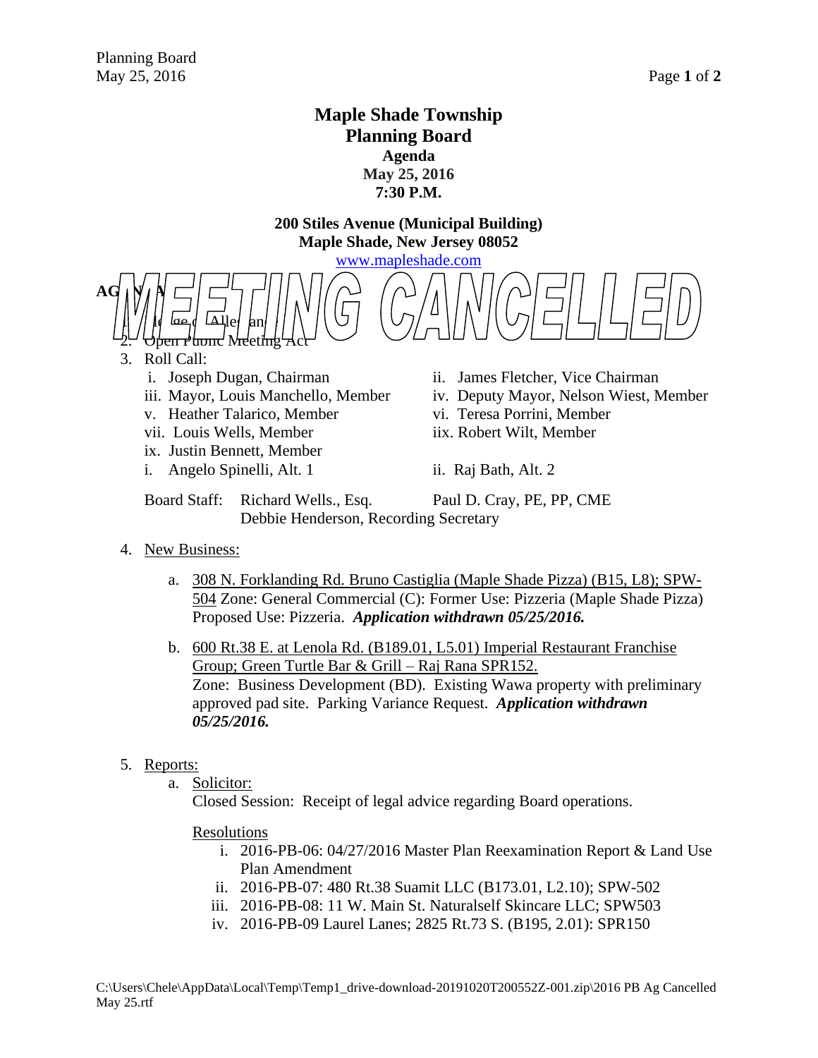# Maple Shade Township
# Planning Board
## Agenda
## May 25, 2016
## 7:30 P.M.

**200 Stiles Avenue (Municipal Building)**
**Maple Shade, New Jersey 08052**

www.mapleshade.com

**MEETING CANCELLED**

**AGENDA**

1. Pledge of Allegiance
2. Open Public Meeting Act
3. Roll Call:
   - i. Joseph Dugan, Chairman
   - ii. James Fletcher, Vice Chairman
   - iii. Mayor, Louis Manchello, Member
   - iv. Deputy Mayor, Nelson Wiest, Member
   - v. Heather Talarico, Member
   - vi. Teresa Porrini, Member
   - vii. Louis Wells, Member
   - iix. Robert Wilt, Member
   - ix. Justin Bennett, Member
   - i. Angelo Spinelli, Alt. 1
   - ii. Raj Bath, Alt. 2

   Board Staff: Richard Wells., Esq. Paul D. Cray, PE, PP, CME
   Debbie Henderson, Recording Secretary

4. New Business:
   - a. 308 N. Forklanding Rd. Bruno Castiglia (Maple Shade Pizza) (B15, L8); SPW-504 Zone: General Commercial (C): Former Use: Pizzeria (Maple Shade Pizza) Proposed Use: Pizzeria. ***Application withdrawn 05/25/2016.***
   - b. 600 Rt.38 E. at Lenola Rd. (B189.01, L5.01) Imperial Restaurant Franchise Group; Green Turtle Bar & Grill – Raj Rana SPR152.
     Zone: Business Development (BD). Existing Wawa property with preliminary approved pad site. Parking Variance Request. ***Application withdrawn 05/25/2016.***

5. Reports:
   - a. Solicitor:
     Closed Session: Receipt of legal advice regarding Board operations.

     Resolutions
     - i. 2016-PB-06: 04/27/2016 Master Plan Reexamination Report & Land Use Plan Amendment
     - ii. 2016-PB-07: 480 Rt.38 Suamit LLC (B173.01, L2.10); SPW-502
     - iii. 2016-PB-08: 11 W. Main St. Naturalself Skincare LLC; SPW503
     - iv. 2016-PB-09 Laurel Lanes; 2825 Rt.73 S. (B195, 2.01): SPR150

C:\Users\Chele\AppData\Local\Temp\Temp1_drive-download-20191020T200552Z-001.zip\2016 PB Ag Cancelled May 25.rtf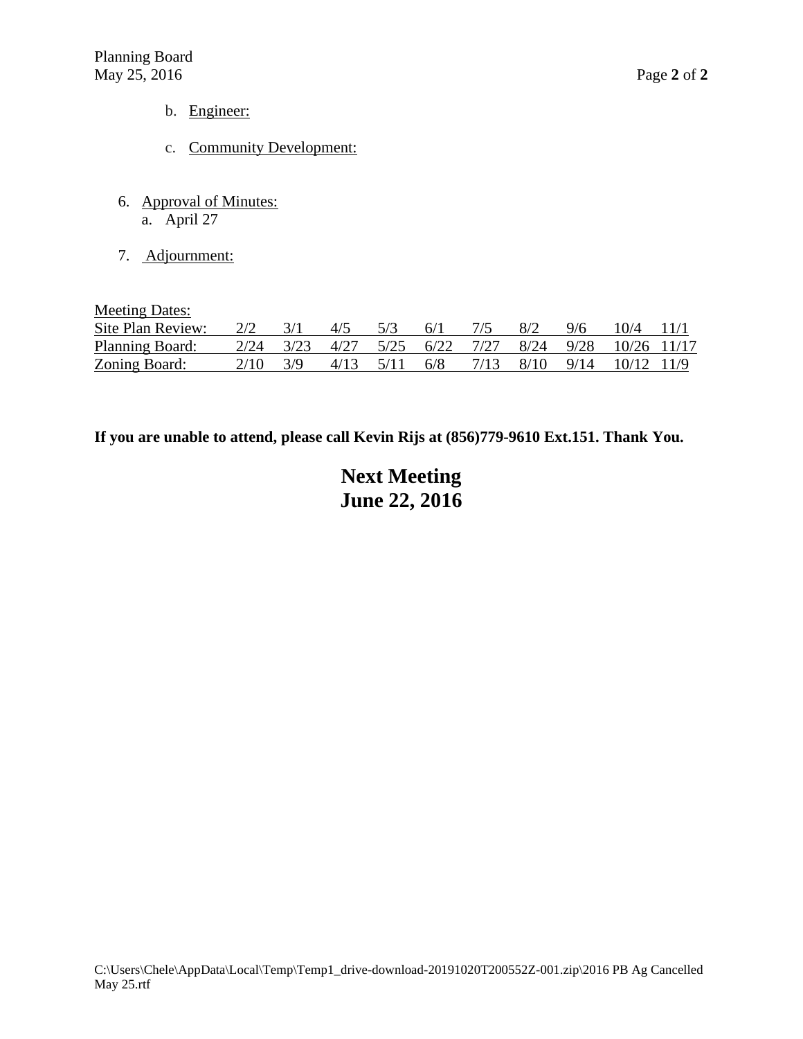b. Engineer:

c. Community Development:

6. Approval of Minutes:
   a. April 27

7. Adjournment:

Meeting Dates:

| Site Plan Review: | 2/2 | 3/1 | 4/5 | 5/3 | 6/1 | 7/5 | 8/2 | 9/6 | 10/4 | 11/1 |
|---|---|---|---|---|---|---|---|---|---|---|
| Planning Board: | 2/24 | 3/23 | 4/27 | 5/25 | 6/22 | 7/27 | 8/24 | 9/28 | 10/26 | 11/17 |
| Zoning Board: | 2/10 | 3/9 | 4/13 | 5/11 | 6/8 | 7/13 | 8/10 | 9/14 | 10/12 | 11/9 |

**If you are unable to attend, please call Kevin Rijs at (856)779-9610 Ext.151. Thank You.**

**Next Meeting**
**June 22, 2016**

C:\Users\Chele\AppData\Local\Temp\Temp1_drive-download-20191020T200552Z-001.zip\2016 PB Ag Cancelled May 25.rtf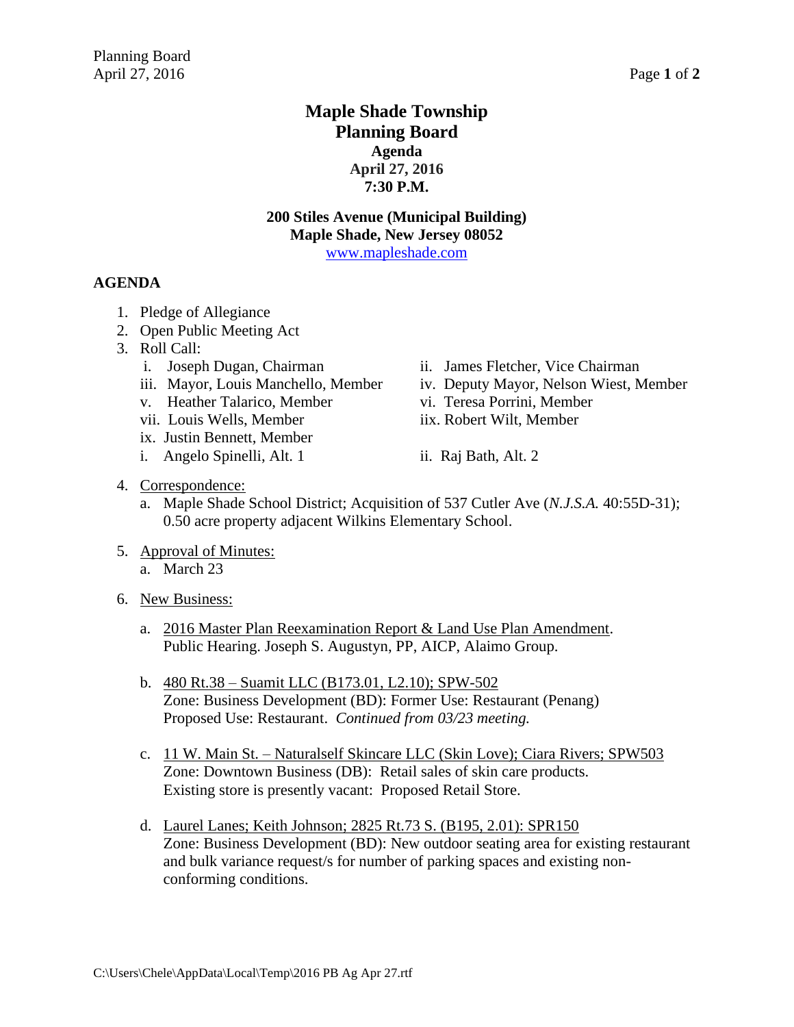# Maple Shade Township
# Planning Board
## Agenda
## April 27, 2016
## 7:30 P.M.

**200 Stiles Avenue (Municipal Building)**
**Maple Shade, New Jersey 08052**
www.mapleshade.com

**AGENDA**

1. Pledge of Allegiance
2. Open Public Meeting Act
3. Roll Call:
   - i. Joseph Dugan, Chairman
   - ii. James Fletcher, Vice Chairman
   - iii. Mayor, Louis Manchello, Member
   - iv. Deputy Mayor, Nelson Wiest, Member
   - v. Heather Talarico, Member
   - vi. Teresa Porrini, Member
   - vii. Louis Wells, Member
   - iix. Robert Wilt, Member
   - ix. Justin Bennett, Member
   - i. Angelo Spinelli, Alt. 1
   - ii. Raj Bath, Alt. 2
4. Correspondence:
   - a. Maple Shade School District; Acquisition of 537 Cutler Ave (*N.J.S.A.* 40:55D-31); 0.50 acre property adjacent Wilkins Elementary School.
5. Approval of Minutes:
   - a. March 23
6. New Business:
   - a. 2016 Master Plan Reexamination Report & Land Use Plan Amendment. Public Hearing. Joseph S. Augustyn, PP, AICP, Alaimo Group.
   - b. 480 Rt.38 – Suamit LLC (B173.01, L2.10); SPW-502
     Zone: Business Development (BD): Former Use: Restaurant (Penang)
     Proposed Use: Restaurant. *Continued from 03/23 meeting.*
   - c. 11 W. Main St. – Naturalself Skincare LLC (Skin Love); Ciara Rivers; SPW503
     Zone: Downtown Business (DB): Retail sales of skin care products.
     Existing store is presently vacant: Proposed Retail Store.
   - d. Laurel Lanes; Keith Johnson; 2825 Rt.73 S. (B195, 2.01): SPR150
     Zone: Business Development (BD): New outdoor seating area for existing restaurant and bulk variance request/s for number of parking spaces and existing non-conforming conditions.

C:\Users\Chele\AppData\Local\Temp\2016 PB Ag Apr 27.rtf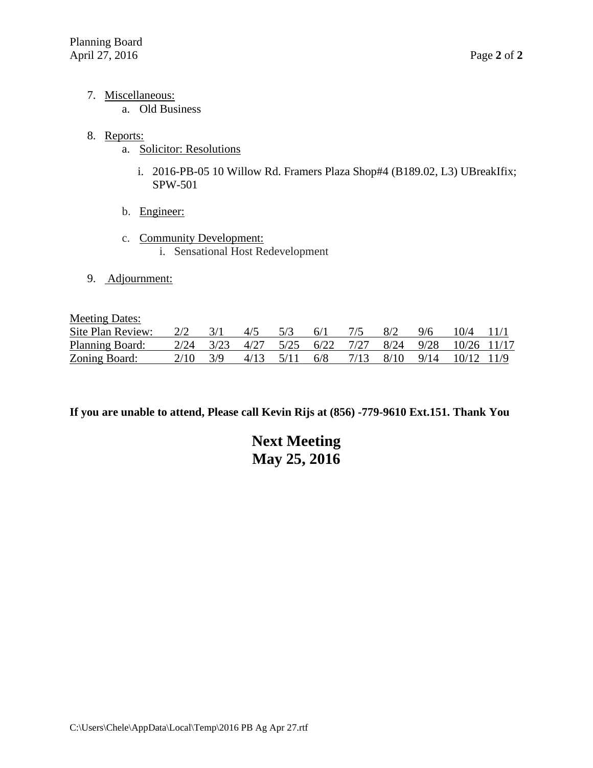7. Miscellaneous:
    a. Old Business

8. Reports:
    a. Solicitor: Resolutions
        i. 2016-PB-05 10 Willow Rd. Framers Plaza Shop#4 (B189.02, L3) UBreakIfix; SPW-501
    b. Engineer:
    c. Community Development:
        i. Sensational Host Redevelopment

9. Adjournment:

Meeting Dates:

| Site Plan Review: | 2/2 | 3/1 | 4/5 | 5/3 | 6/1 | 7/5 | 8/2 | 9/6 | 10/4 | 11/1 |
|---|---|---|---|---|---|---|---|---|---|---|
| Planning Board: | 2/24 | 3/23 | 4/27 | 5/25 | 6/22 | 7/27 | 8/24 | 9/28 | 10/26 | 11/17 |
| Zoning Board: | 2/10 | 3/9 | 4/13 | 5/11 | 6/8 | 7/13 | 8/10 | 9/14 | 10/12 | 11/9 |

**If you are unable to attend, Please call Kevin Rijs at (856) -779-9610 Ext.151. Thank You**

**Next Meeting**
**May 25, 2016**

C:\Users\Chele\AppData\Local\Temp\2016 PB Ag Apr 27.rtf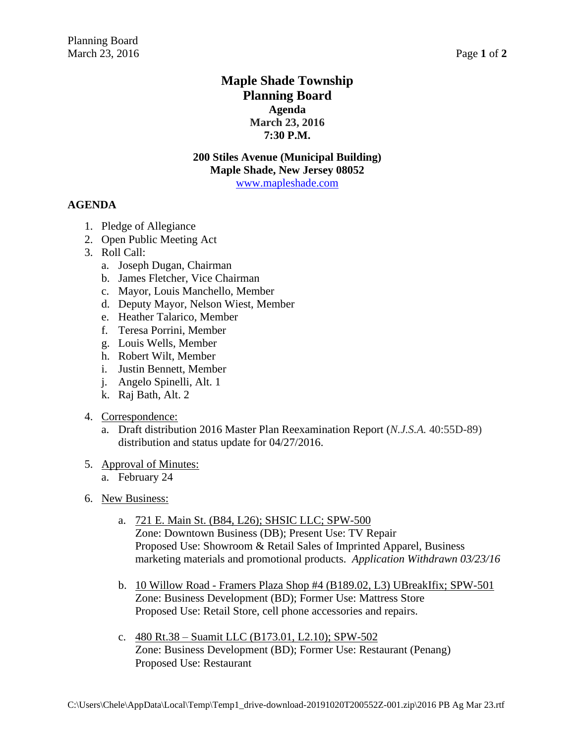# Maple Shade Township
## Planning Board
### Agenda
### March 23, 2016
### 7:30 P.M.

**200 Stiles Avenue (Municipal Building)**
**Maple Shade, New Jersey 08052**
[www.mapleshade.com](http://www.mapleshade.com)

**AGENDA**

1. Pledge of Allegiance
2. Open Public Meeting Act
3. Roll Call:
   a. Joseph Dugan, Chairman
   b. James Fletcher, Vice Chairman
   c. Mayor, Louis Manchello, Member
   d. Deputy Mayor, Nelson Wiest, Member
   e. Heather Talarico, Member
   f. Teresa Porrini, Member
   g. Louis Wells, Member
   h. Robert Wilt, Member
   i. Justin Bennett, Member
   j. Angelo Spinelli, Alt. 1
   k. Raj Bath, Alt. 2
4. Correspondence:
   a. Draft distribution 2016 Master Plan Reexamination Report (*N.J.S.A.* 40:55D-89) distribution and status update for 04/27/2016.
5. Approval of Minutes:
   a. February 24
6. New Business:
   a. 721 E. Main St. (B84, L26); SHSIC LLC; SPW-500
      Zone: Downtown Business (DB); Present Use: TV Repair
      Proposed Use: Showroom & Retail Sales of Imprinted Apparel, Business marketing materials and promotional products. *Application Withdrawn 03/23/16*
   b. 10 Willow Road - Framers Plaza Shop #4 (B189.02, L3) UBreakIfix; SPW-501
      Zone: Business Development (BD); Former Use: Mattress Store
      Proposed Use: Retail Store, cell phone accessories and repairs.
   c. 480 Rt.38 – Suamit LLC (B173.01, L2.10); SPW-502
      Zone: Business Development (BD); Former Use: Restaurant (Penang)
      Proposed Use: Restaurant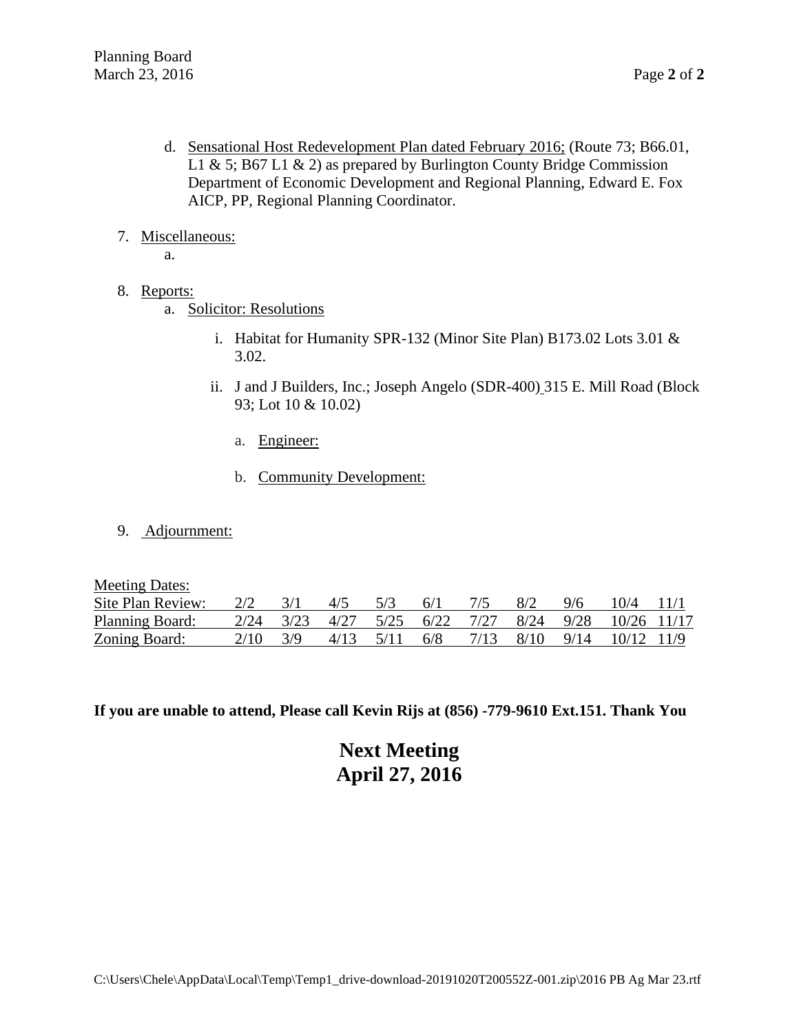d. Sensational Host Redevelopment Plan dated February 2016; (Route 73; B66.01, L1 & 5; B67 L1 & 2) as prepared by Burlington County Bridge Commission Department of Economic Development and Regional Planning, Edward E. Fox AICP, PP, Regional Planning Coordinator.

7. Miscellaneous:

    a.

8. Reports:

    a. Solicitor: Resolutions

        i. Habitat for Humanity SPR-132 (Minor Site Plan) B173.02 Lots 3.01 & 3.02.

        ii. J and J Builders, Inc.; Joseph Angelo (SDR-400) 315 E. Mill Road (Block 93; Lot 10 & 10.02)

            a. Engineer:

            b. Community Development:

9. Adjournment:

| Meeting Dates: | | | | | | | | | | |
|---|---|---|---|---|---|---|---|---|---|---|
| Site Plan Review: | 2/2 | 3/1 | 4/5 | 5/3 | 6/1 | 7/5 | 8/2 | 9/6 | 10/4 | 11/1 |
| Planning Board: | 2/24 | 3/23 | 4/27 | 5/25 | 6/22 | 7/27 | 8/24 | 9/28 | 10/26 | 11/17 |
| Zoning Board: | 2/10 | 3/9 | 4/13 | 5/11 | 6/8 | 7/13 | 8/10 | 9/14 | 10/12 | 11/9 |

**If you are unable to attend, Please call Kevin Rijs at (856) -779-9610 Ext.151. Thank You**

**Next Meeting**
**April 27, 2016**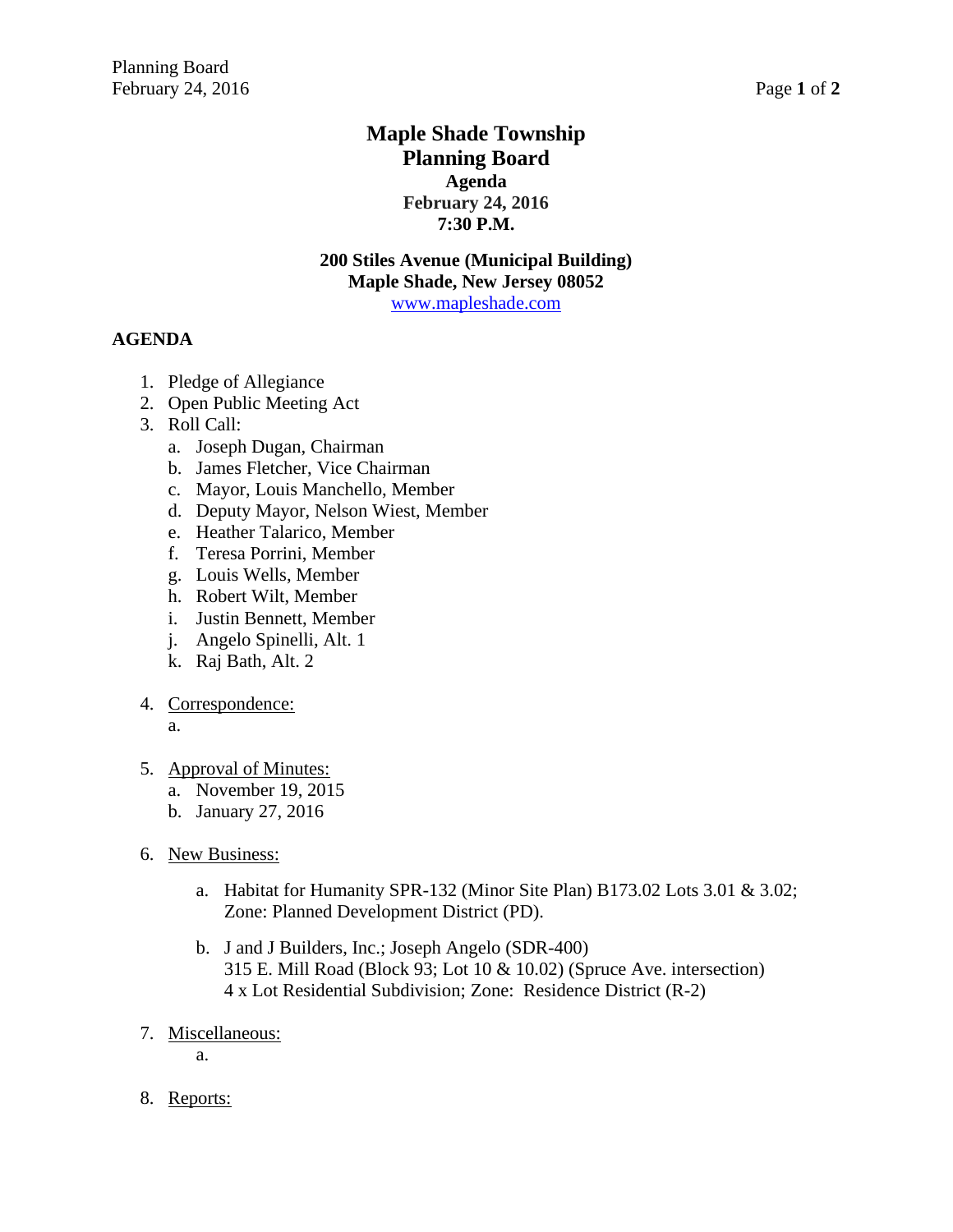# Maple Shade Township
# Planning Board

**Agenda**
**February 24, 2016**
**7:30 P.M.**

**200 Stiles Avenue (Municipal Building)**
**Maple Shade, New Jersey 08052**
www.mapleshade.com

## AGENDA

1. Pledge of Allegiance
2. Open Public Meeting Act
3. Roll Call:
   a. Joseph Dugan, Chairman
   b. James Fletcher, Vice Chairman
   c. Mayor, Louis Manchello, Member
   d. Deputy Mayor, Nelson Wiest, Member
   e. Heather Talarico, Member
   f. Teresa Porrini, Member
   g. Louis Wells, Member
   h. Robert Wilt, Member
   i. Justin Bennett, Member
   j. Angelo Spinelli, Alt. 1
   k. Raj Bath, Alt. 2

4. Correspondence:
   a.

5. Approval of Minutes:
   a. November 19, 2015
   b. January 27, 2016

6. New Business:

   a. Habitat for Humanity SPR-132 (Minor Site Plan) B173.02 Lots 3.01 & 3.02; Zone: Planned Development District (PD).

   b. J and J Builders, Inc.; Joseph Angelo (SDR-400)
      315 E. Mill Road (Block 93; Lot 10 & 10.02) (Spruce Ave. intersection)
      4 x Lot Residential Subdivision; Zone: Residence District (R-2)

7. Miscellaneous:
   a.

8. Reports: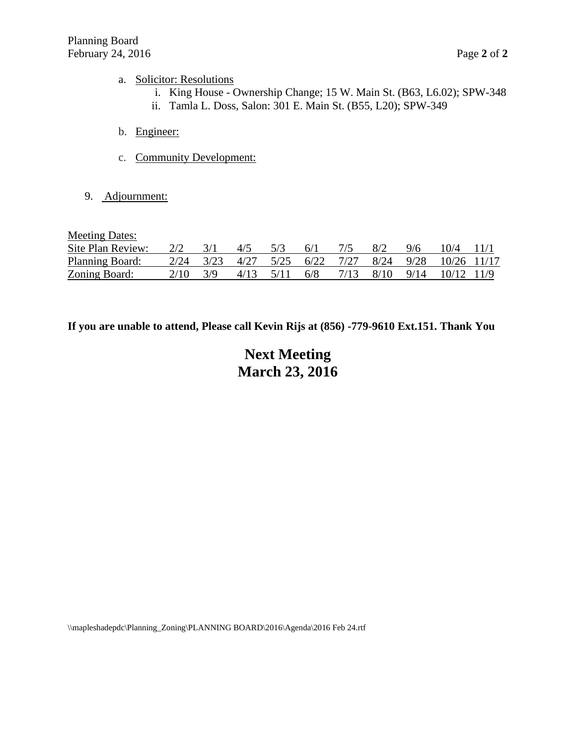a. Solicitor: Resolutions
   i. King House - Ownership Change; 15 W. Main St. (B63, L6.02); SPW-348
   ii. Tamla L. Doss, Salon: 301 E. Main St. (B55, L20); SPW-349

b. Engineer:

c. Community Development:

9. Adjournment:

Meeting Dates:

| | | | | | | | | | | |
|---|---|---|---|---|---|---|---|---|---|---|
| Site Plan Review: | 2/2 | 3/1 | 4/5 | 5/3 | 6/1 | 7/5 | 8/2 | 9/6 | 10/4 | 11/1 |
| Planning Board: | 2/24 | 3/23 | 4/27 | 5/25 | 6/22 | 7/27 | 8/24 | 9/28 | 10/26 | 11/17 |
| Zoning Board: | 2/10 | 3/9 | 4/13 | 5/11 | 6/8 | 7/13 | 8/10 | 9/14 | 10/12 | 11/9 |

**If you are unable to attend, Please call Kevin Rijs at (856) -779-9610 Ext.151. Thank You**

## Next Meeting
## March 23, 2016

\\mapleshadepdc\Planning_Zoning\PLANNING BOARD\2016\Agenda\2016 Feb 24.rtf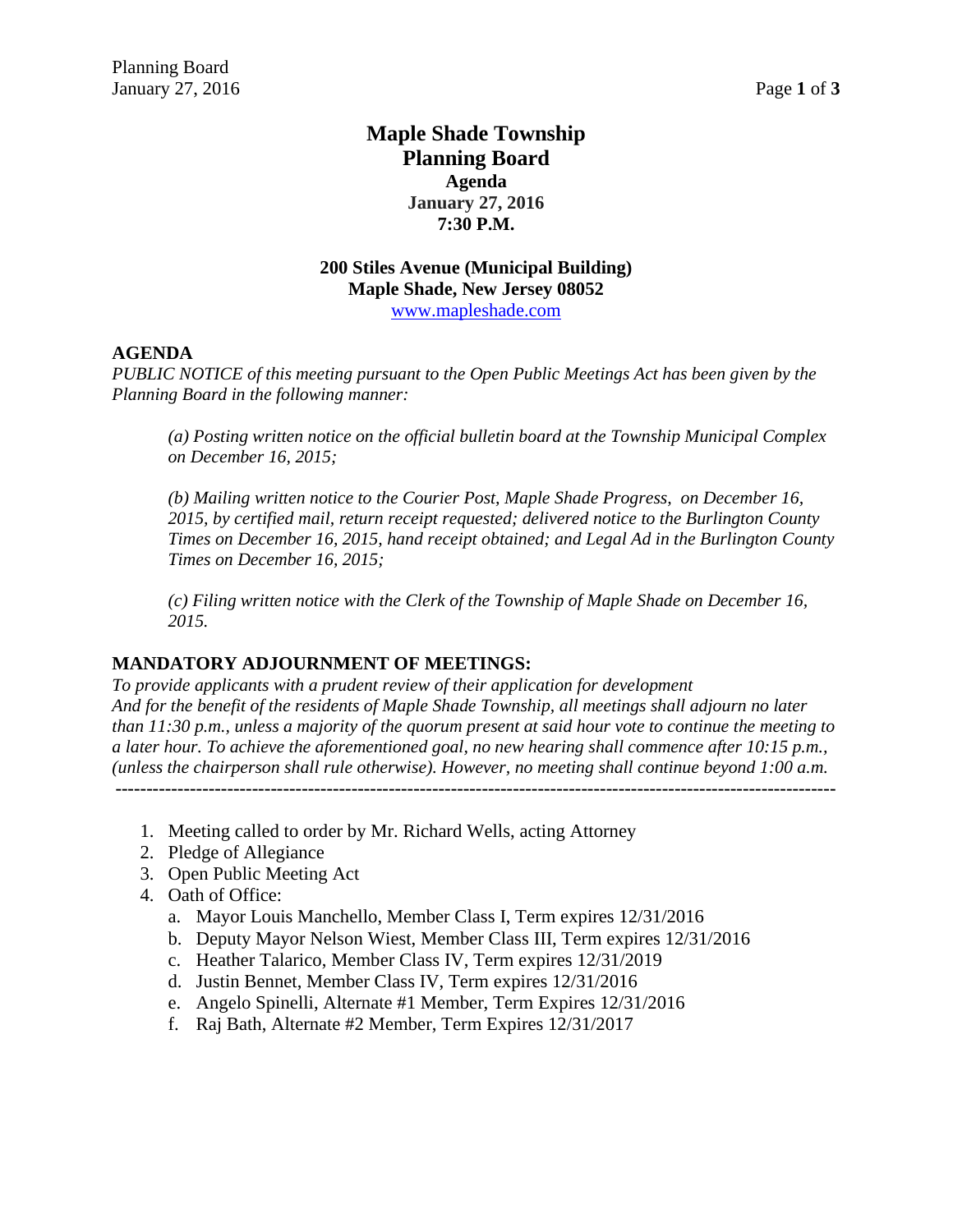# Maple Shade Township
## Planning Board
### Agenda
### January 27, 2016
### 7:30 P.M.

**200 Stiles Avenue (Municipal Building)**
**Maple Shade, New Jersey 08052**
www.mapleshade.com

**AGENDA**

*PUBLIC NOTICE of this meeting pursuant to the Open Public Meetings Act has been given by the Planning Board in the following manner:*

> *(a) Posting written notice on the official bulletin board at the Township Municipal Complex on December 16, 2015;*
>
> *(b) Mailing written notice to the Courier Post, Maple Shade Progress, on December 16, 2015, by certified mail, return receipt requested; delivered notice to the Burlington County Times on December 16, 2015, hand receipt obtained; and Legal Ad in the Burlington County Times on December 16, 2015;*
>
> *(c) Filing written notice with the Clerk of the Township of Maple Shade on December 16, 2015.*

**MANDATORY ADJOURNMENT OF MEETINGS:**

*To provide applicants with a prudent review of their application for development And for the benefit of the residents of Maple Shade Township, all meetings shall adjourn no later than 11:30 p.m., unless a majority of the quorum present at said hour vote to continue the meeting to a later hour. To achieve the aforementioned goal, no new hearing shall commence after 10:15 p.m., (unless the chairperson shall rule otherwise). However, no meeting shall continue beyond 1:00 a.m.*

---

1. Meeting called to order by Mr. Richard Wells, acting Attorney
2. Pledge of Allegiance
3. Open Public Meeting Act
4. Oath of Office:
   a. Mayor Louis Manchello, Member Class I, Term expires 12/31/2016
   b. Deputy Mayor Nelson Wiest, Member Class III, Term expires 12/31/2016
   c. Heather Talarico, Member Class IV, Term expires 12/31/2019
   d. Justin Bennet, Member Class IV, Term expires 12/31/2016
   e. Angelo Spinelli, Alternate #1 Member, Term Expires 12/31/2016
   f. Raj Bath, Alternate #2 Member, Term Expires 12/31/2017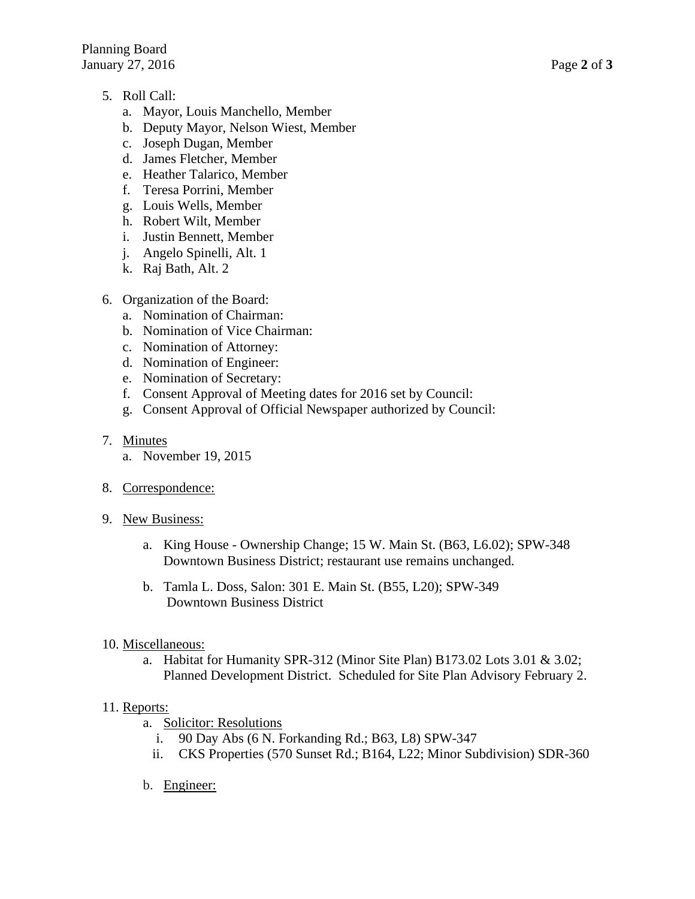5. Roll Call:
   a. Mayor, Louis Manchello, Member
   b. Deputy Mayor, Nelson Wiest, Member
   c. Joseph Dugan, Member
   d. James Fletcher, Member
   e. Heather Talarico, Member
   f. Teresa Porrini, Member
   g. Louis Wells, Member
   h. Robert Wilt, Member
   i. Justin Bennett, Member
   j. Angelo Spinelli, Alt. 1
   k. Raj Bath, Alt. 2

6. Organization of the Board:
   a. Nomination of Chairman:
   b. Nomination of Vice Chairman:
   c. Nomination of Attorney:
   d. Nomination of Engineer:
   e. Nomination of Secretary:
   f. Consent Approval of Meeting dates for 2016 set by Council:
   g. Consent Approval of Official Newspaper authorized by Council:

7. Minutes
   a. November 19, 2015

8. Correspondence:

9. New Business:

   a. King House - Ownership Change; 15 W. Main St. (B63, L6.02); SPW-348 Downtown Business District; restaurant use remains unchanged.

   b. Tamla L. Doss, Salon: 301 E. Main St. (B55, L20); SPW-349 Downtown Business District

10. Miscellaneous:
    a. Habitat for Humanity SPR-312 (Minor Site Plan) B173.02 Lots 3.01 & 3.02; Planned Development District. Scheduled for Site Plan Advisory February 2.

11. Reports:
    a. Solicitor: Resolutions
       i. 90 Day Abs (6 N. Forkanding Rd.; B63, L8) SPW-347
       ii. CKS Properties (570 Sunset Rd.; B164, L22; Minor Subdivision) SDR-360

    b. Engineer: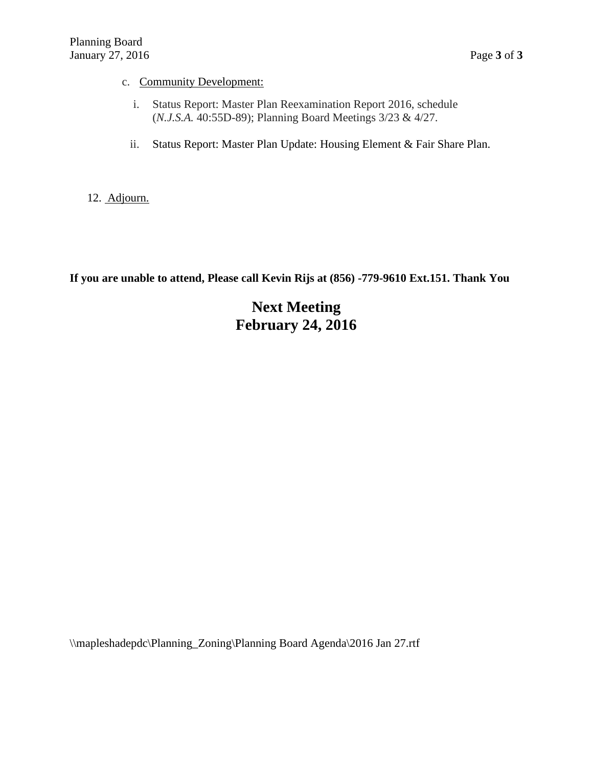c. Community Development:

  i. Status Report: Master Plan Reexamination Report 2016, schedule (*N.J.S.A.* 40:55D-89); Planning Board Meetings 3/23 & 4/27.

  ii. Status Report: Master Plan Update: Housing Element & Fair Share Plan.

12. Adjourn.

**If you are unable to attend, Please call Kevin Rijs at (856) -779-9610 Ext.151. Thank You**

## Next Meeting
## February 24, 2016

\\mapleshadepdc\Planning_Zoning\Planning Board Agenda\2016 Jan 27.rtf